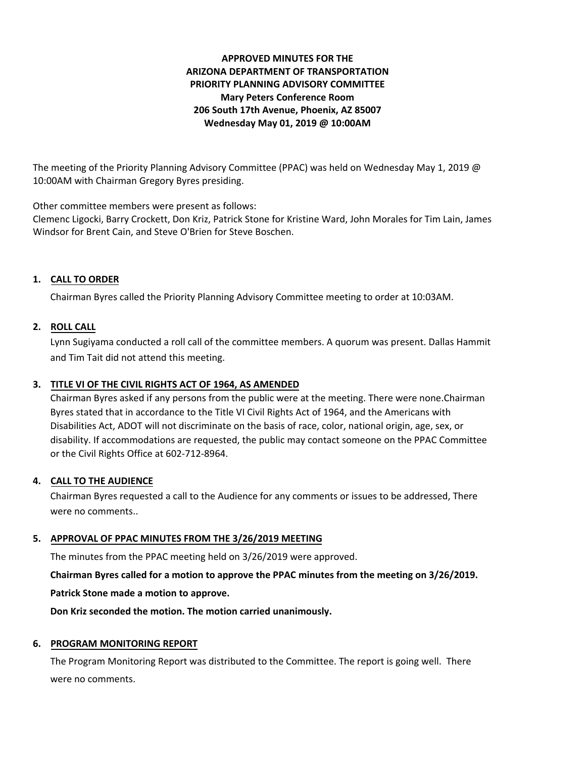**APPROVED MINUTES FOR THE**
**ARIZONA DEPARTMENT OF TRANSPORTATION**
**PRIORITY PLANNING ADVISORY COMMITTEE**
**Mary Peters Conference Room**
**206 South 17th Avenue, Phoenix, AZ 85007**
**Wednesday May 01, 2019 @ 10:00AM**

The meeting of the Priority Planning Advisory Committee (PPAC) was held on Wednesday May 1, 2019 @ 10:00AM with Chairman Gregory Byres presiding.

Other committee members were present as follows:
Clemenc Ligocki, Barry Crockett, Don Kriz, Patrick Stone for Kristine Ward, John Morales for Tim Lain, James Windsor for Brent Cain, and Steve O'Brien for Steve Boschen.

1. **CALL TO ORDER**

   Chairman Byres called the Priority Planning Advisory Committee meeting to order at 10:03AM.

2. **ROLL CALL**

   Lynn Sugiyama conducted a roll call of the committee members. A quorum was present. Dallas Hammit and Tim Tait did not attend this meeting.

3. **TITLE VI OF THE CIVIL RIGHTS ACT OF 1964, AS AMENDED**

   Chairman Byres asked if any persons from the public were at the meeting. There were none.Chairman Byres stated that in accordance to the Title VI Civil Rights Act of 1964, and the Americans with Disabilities Act, ADOT will not discriminate on the basis of race, color, national origin, age, sex, or disability. If accommodations are requested, the public may contact someone on the PPAC Committee or the Civil Rights Office at 602-712-8964.

4. **CALL TO THE AUDIENCE**

   Chairman Byres requested a call to the Audience for any comments or issues to be addressed, There were no comments..

5. **APPROVAL OF PPAC MINUTES FROM THE 3/26/2019 MEETING**

   The minutes from the PPAC meeting held on 3/26/2019 were approved.

   **Chairman Byres called for a motion to approve the PPAC minutes from the meeting on 3/26/2019.**

   **Patrick Stone made a motion to approve.**

   **Don Kriz seconded the motion. The motion carried unanimously.**

6. **PROGRAM MONITORING REPORT**

   The Program Monitoring Report was distributed to the Committee. The report is going well. There were no comments.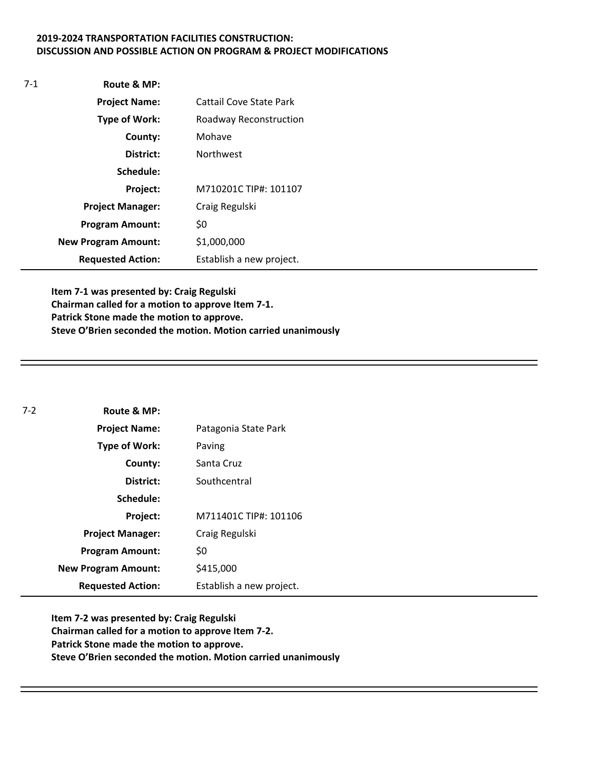**2019-2024 TRANSPORTATION FACILITIES CONSTRUCTION:**
**DISCUSSION AND POSSIBLE ACTION ON PROGRAM & PROJECT MODIFICATIONS**

7-1

| | |
|---|---|
| **Route & MP:** | |
| **Project Name:** | Cattail Cove State Park |
| **Type of Work:** | Roadway Reconstruction |
| **County:** | Mohave |
| **District:** | Northwest |
| **Schedule:** | |
| **Project:** | M710201C TIP#: 101107 |
| **Project Manager:** | Craig Regulski |
| **Program Amount:** | $0 |
| **New Program Amount:** | $1,000,000 |
| **Requested Action:** | Establish a new project. |

**Item 7-1 was presented by: Craig Regulski**
**Chairman called for a motion to approve Item 7-1.**
**Patrick Stone made the motion to approve.**
**Steve O'Brien seconded the motion. Motion carried unanimously**

---

7-2

| | |
|---|---|
| **Route & MP:** | |
| **Project Name:** | Patagonia State Park |
| **Type of Work:** | Paving |
| **County:** | Santa Cruz |
| **District:** | Southcentral |
| **Schedule:** | |
| **Project:** | M711401C TIP#: 101106 |
| **Project Manager:** | Craig Regulski |
| **Program Amount:** | $0 |
| **New Program Amount:** | $415,000 |
| **Requested Action:** | Establish a new project. |

**Item 7-2 was presented by: Craig Regulski**
**Chairman called for a motion to approve Item 7-2.**
**Patrick Stone made the motion to approve.**
**Steve O'Brien seconded the motion. Motion carried unanimously**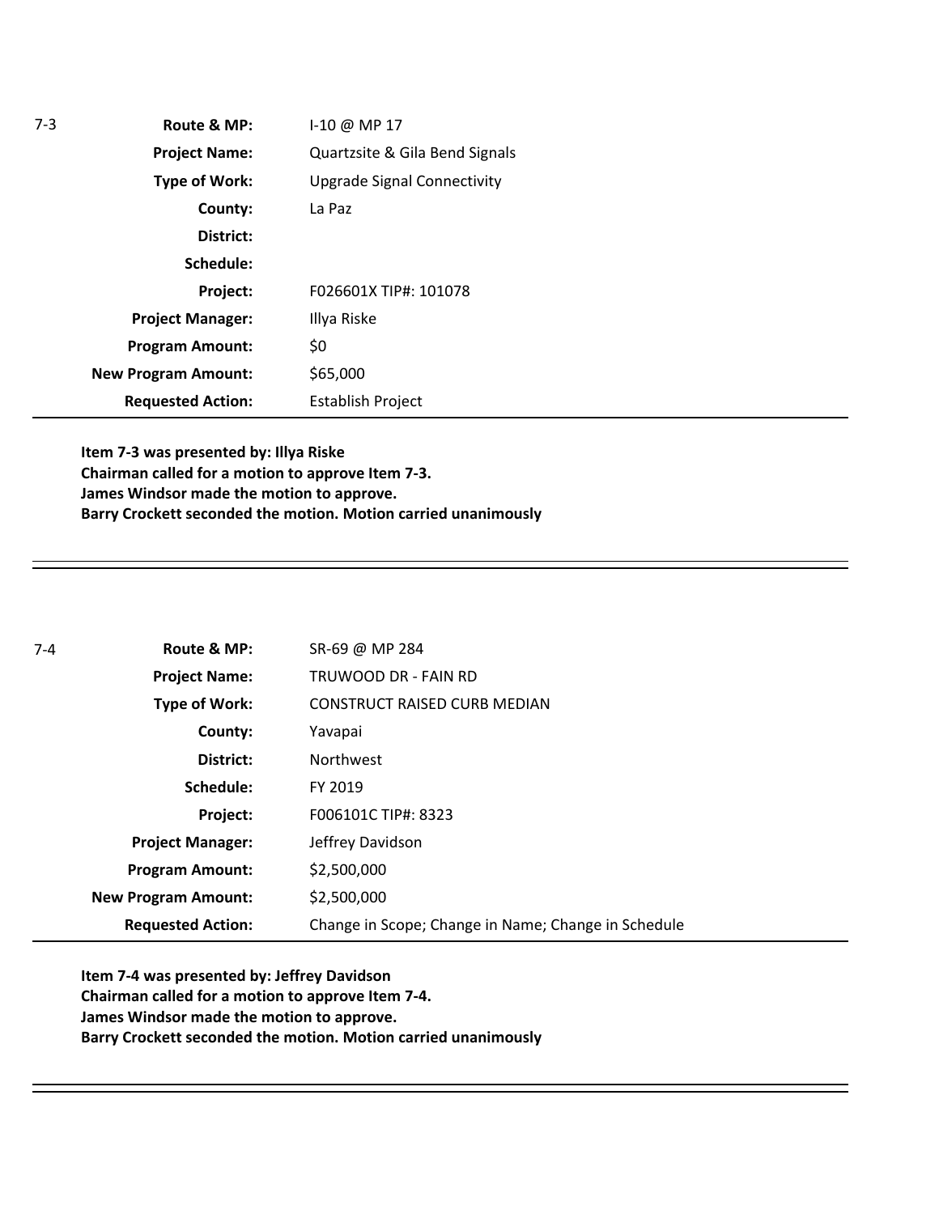| 7-3 | | |
|---|---|---|
| | **Route & MP:** | I-10 @ MP 17 |
| | **Project Name:** | Quartzsite & Gila Bend Signals |
| | **Type of Work:** | Upgrade Signal Connectivity |
| | **County:** | La Paz |
| | **District:** | |
| | **Schedule:** | |
| | **Project:** | F026601X TIP#: 101078 |
| | **Project Manager:** | Illya Riske |
| | **Program Amount:** | $0 |
| | **New Program Amount:** | $65,000 |
| | **Requested Action:** | Establish Project |

**Item 7-3 was presented by: Illya Riske**
**Chairman called for a motion to approve Item 7-3.**
**James Windsor made the motion to approve.**
**Barry Crockett seconded the motion. Motion carried unanimously**

---

| 7-4 | | |
|---|---|---|
| | **Route & MP:** | SR-69 @ MP 284 |
| | **Project Name:** | TRUWOOD DR - FAIN RD |
| | **Type of Work:** | CONSTRUCT RAISED CURB MEDIAN |
| | **County:** | Yavapai |
| | **District:** | Northwest |
| | **Schedule:** | FY 2019 |
| | **Project:** | F006101C TIP#: 8323 |
| | **Project Manager:** | Jeffrey Davidson |
| | **Program Amount:** | $2,500,000 |
| | **New Program Amount:** | $2,500,000 |
| | **Requested Action:** | Change in Scope; Change in Name; Change in Schedule |

**Item 7-4 was presented by: Jeffrey Davidson**
**Chairman called for a motion to approve Item 7-4.**
**James Windsor made the motion to approve.**
**Barry Crockett seconded the motion. Motion carried unanimously**

---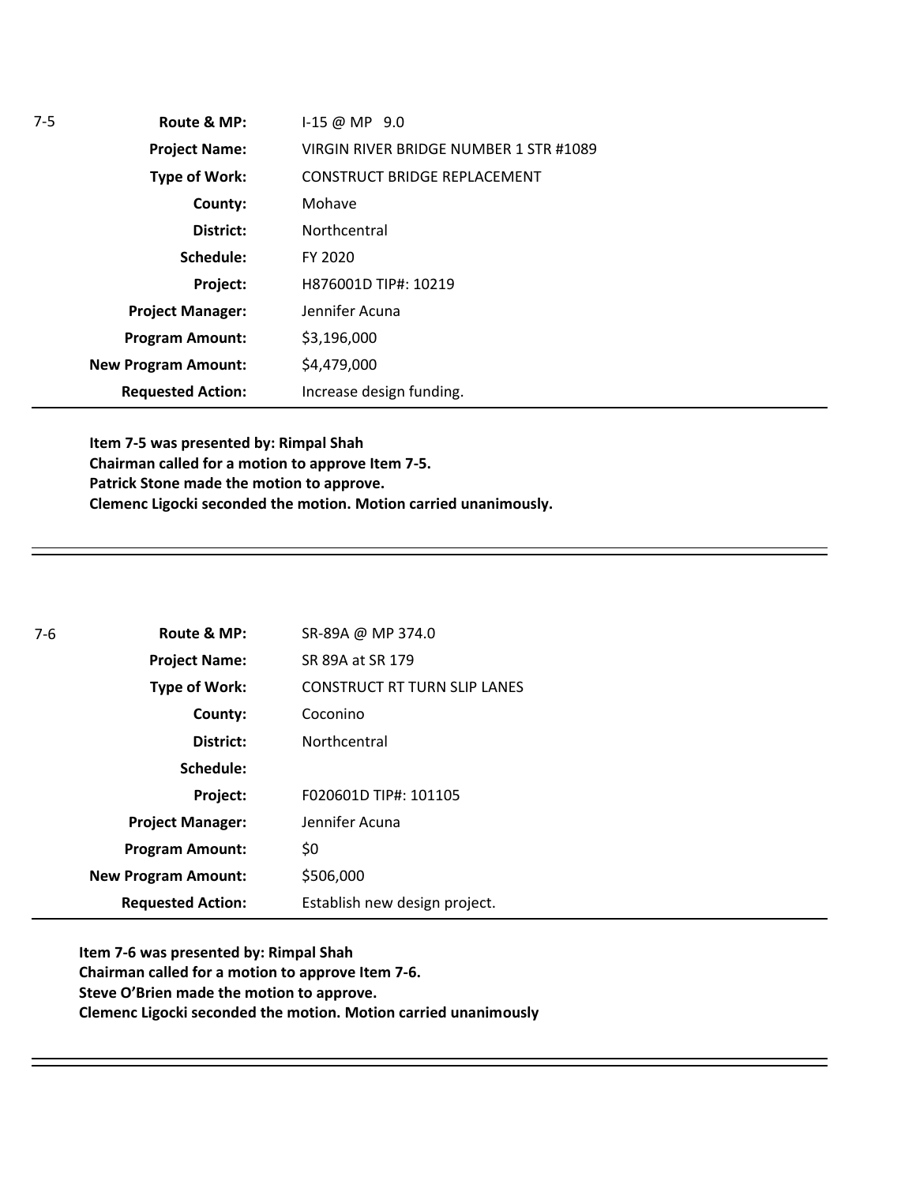7-5

| | |
|---|---|
| **Route & MP:** | I-15 @ MP 9.0 |
| **Project Name:** | VIRGIN RIVER BRIDGE NUMBER 1 STR #1089 |
| **Type of Work:** | CONSTRUCT BRIDGE REPLACEMENT |
| **County:** | Mohave |
| **District:** | Northcentral |
| **Schedule:** | FY 2020 |
| **Project:** | H876001D TIP#: 10219 |
| **Project Manager:** | Jennifer Acuna |
| **Program Amount:** | $3,196,000 |
| **New Program Amount:** | $4,479,000 |
| **Requested Action:** | Increase design funding. |

**Item 7-5 was presented by: Rimpal Shah**
**Chairman called for a motion to approve Item 7-5.**
**Patrick Stone made the motion to approve.**
**Clemenc Ligocki seconded the motion. Motion carried unanimously.**

---

7-6

| | |
|---|---|
| **Route & MP:** | SR-89A @ MP 374.0 |
| **Project Name:** | SR 89A at SR 179 |
| **Type of Work:** | CONSTRUCT RT TURN SLIP LANES |
| **County:** | Coconino |
| **District:** | Northcentral |
| **Schedule:** | |
| **Project:** | F020601D TIP#: 101105 |
| **Project Manager:** | Jennifer Acuna |
| **Program Amount:** | $0 |
| **New Program Amount:** | $506,000 |
| **Requested Action:** | Establish new design project. |

**Item 7-6 was presented by: Rimpal Shah**
**Chairman called for a motion to approve Item 7-6.**
**Steve O'Brien made the motion to approve.**
**Clemenc Ligocki seconded the motion. Motion carried unanimously**

---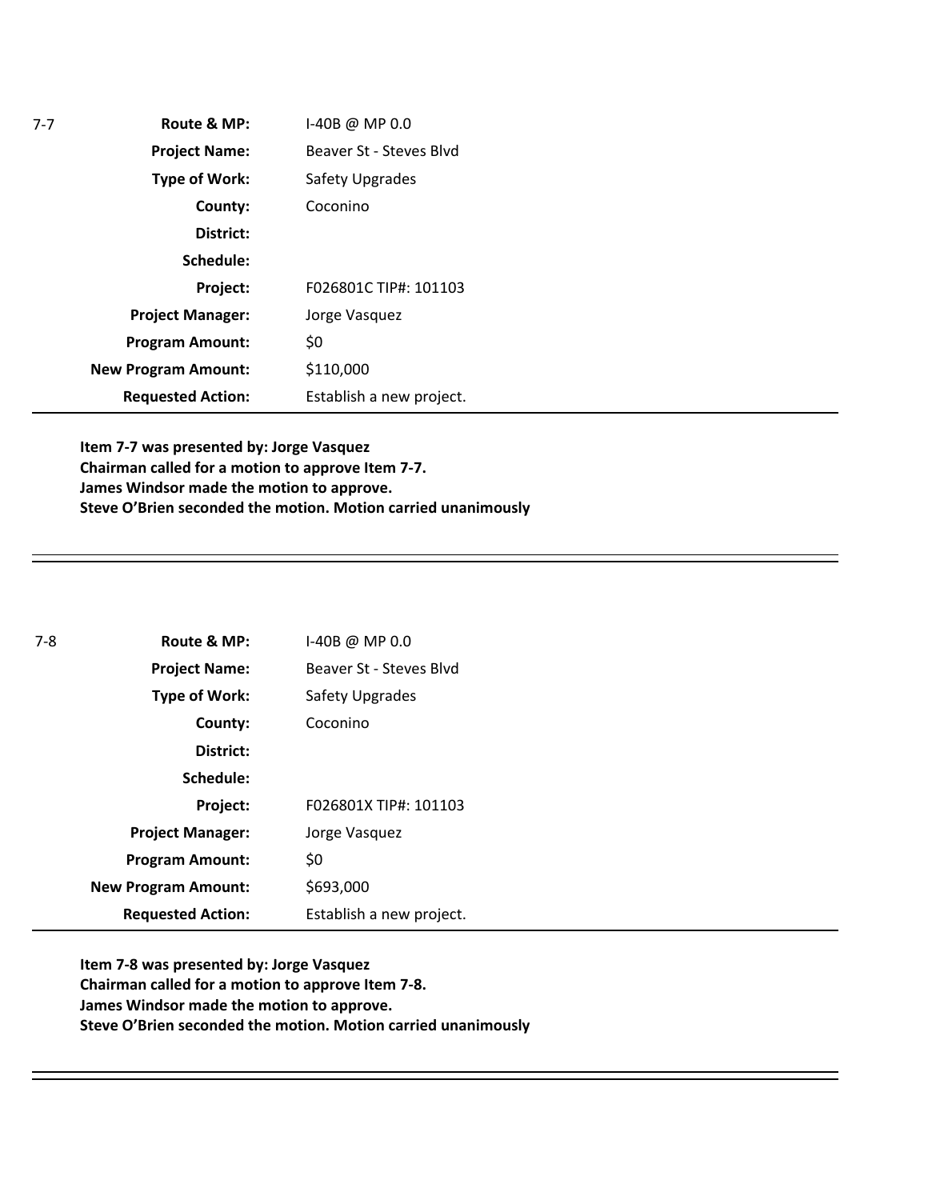| 7-7 | | |
|---|---|---|
| | **Route & MP:** | I-40B @ MP 0.0 |
| | **Project Name:** | Beaver St - Steves Blvd |
| | **Type of Work:** | Safety Upgrades |
| | **County:** | Coconino |
| | **District:** | |
| | **Schedule:** | |
| | **Project:** | F026801C TIP#: 101103 |
| | **Project Manager:** | Jorge Vasquez |
| | **Program Amount:** | $0 |
| | **New Program Amount:** | $110,000 |
| | **Requested Action:** | Establish a new project. |

**Item 7-7 was presented by: Jorge Vasquez**
**Chairman called for a motion to approve Item 7-7.**
**James Windsor made the motion to approve.**
**Steve O'Brien seconded the motion. Motion carried unanimously**

---

| 7-8 | | |
|---|---|---|
| | **Route & MP:** | I-40B @ MP 0.0 |
| | **Project Name:** | Beaver St - Steves Blvd |
| | **Type of Work:** | Safety Upgrades |
| | **County:** | Coconino |
| | **District:** | |
| | **Schedule:** | |
| | **Project:** | F026801X TIP#: 101103 |
| | **Project Manager:** | Jorge Vasquez |
| | **Program Amount:** | $0 |
| | **New Program Amount:** | $693,000 |
| | **Requested Action:** | Establish a new project. |

**Item 7-8 was presented by: Jorge Vasquez**
**Chairman called for a motion to approve Item 7-8.**
**James Windsor made the motion to approve.**
**Steve O'Brien seconded the motion. Motion carried unanimously**

---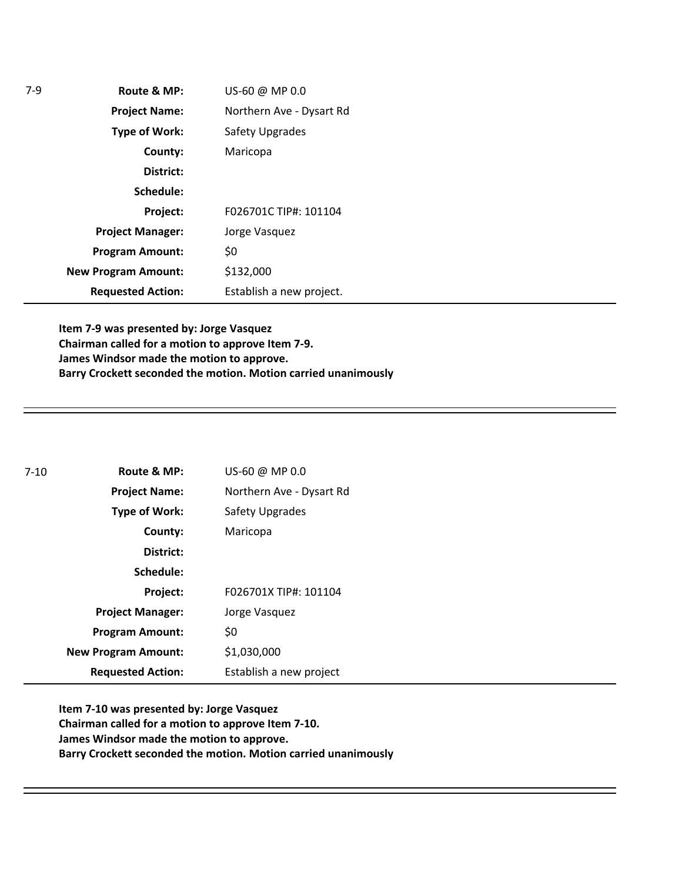7-9

| | |
|---|---|
| **Route & MP:** | US-60 @ MP 0.0 |
| **Project Name:** | Northern Ave - Dysart Rd |
| **Type of Work:** | Safety Upgrades |
| **County:** | Maricopa |
| **District:** | |
| **Schedule:** | |
| **Project:** | F026701C TIP#: 101104 |
| **Project Manager:** | Jorge Vasquez |
| **Program Amount:** | $0 |
| **New Program Amount:** | $132,000 |
| **Requested Action:** | Establish a new project. |

**Item 7-9 was presented by: Jorge Vasquez**
**Chairman called for a motion to approve Item 7-9.**
**James Windsor made the motion to approve.**
**Barry Crockett seconded the motion. Motion carried unanimously**

---

7-10

| | |
|---|---|
| **Route & MP:** | US-60 @ MP 0.0 |
| **Project Name:** | Northern Ave - Dysart Rd |
| **Type of Work:** | Safety Upgrades |
| **County:** | Maricopa |
| **District:** | |
| **Schedule:** | |
| **Project:** | F026701X TIP#: 101104 |
| **Project Manager:** | Jorge Vasquez |
| **Program Amount:** | $0 |
| **New Program Amount:** | $1,030,000 |
| **Requested Action:** | Establish a new project |

**Item 7-10 was presented by: Jorge Vasquez**
**Chairman called for a motion to approve Item 7-10.**
**James Windsor made the motion to approve.**
**Barry Crockett seconded the motion. Motion carried unanimously**

---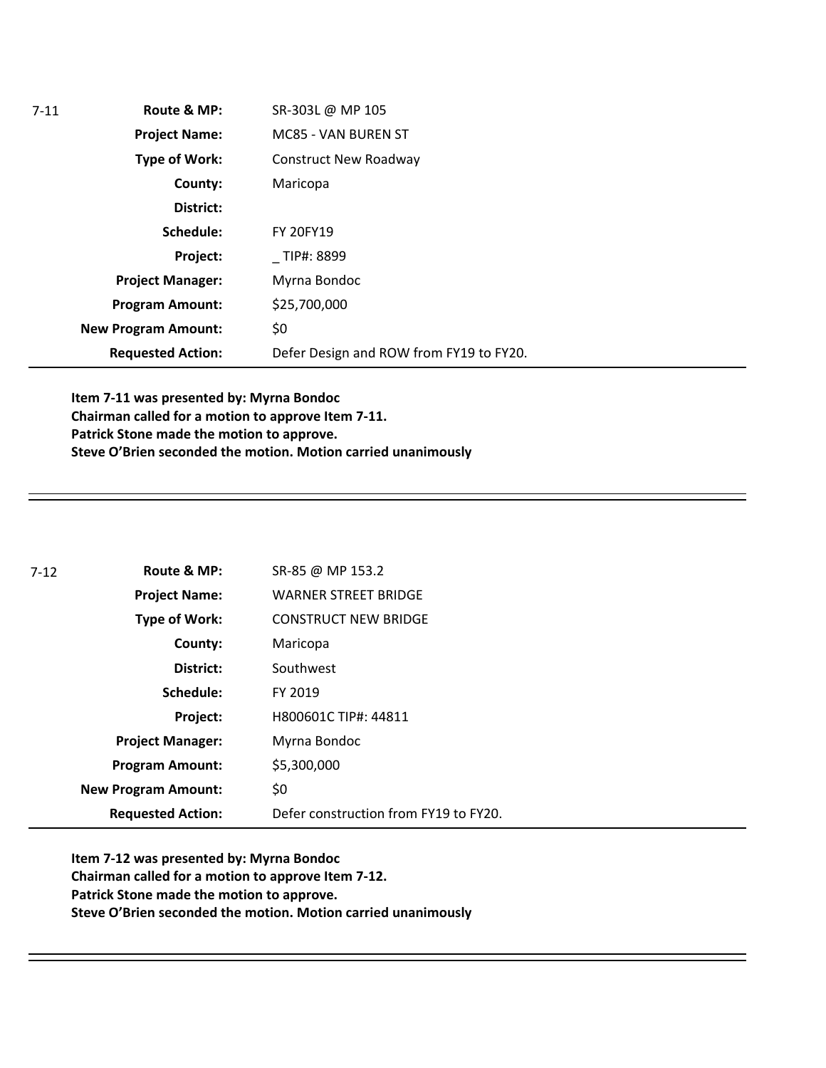| 7-11 | Route & MP: | SR-303L @ MP 105 |
|---|---|---|
| | **Project Name:** | MC85 - VAN BUREN ST |
| | **Type of Work:** | Construct New Roadway |
| | **County:** | Maricopa |
| | **District:** | |
| | **Schedule:** | FY 20FY19 |
| | **Project:** | _ TIP#: 8899 |
| | **Project Manager:** | Myrna Bondoc |
| | **Program Amount:** | $25,700,000 |
| | **New Program Amount:** | $0 |
| | **Requested Action:** | Defer Design and ROW from FY19 to FY20. |

**Item 7-11 was presented by: Myrna Bondoc**
**Chairman called for a motion to approve Item 7-11.**
**Patrick Stone made the motion to approve.**
**Steve O'Brien seconded the motion. Motion carried unanimously**

---

| 7-12 | Route & MP: | SR-85 @ MP 153.2 |
|---|---|---|
| | **Project Name:** | WARNER STREET BRIDGE |
| | **Type of Work:** | CONSTRUCT NEW BRIDGE |
| | **County:** | Maricopa |
| | **District:** | Southwest |
| | **Schedule:** | FY 2019 |
| | **Project:** | H800601C TIP#: 44811 |
| | **Project Manager:** | Myrna Bondoc |
| | **Program Amount:** | $5,300,000 |
| | **New Program Amount:** | $0 |
| | **Requested Action:** | Defer construction from FY19 to FY20. |

**Item 7-12 was presented by: Myrna Bondoc**
**Chairman called for a motion to approve Item 7-12.**
**Patrick Stone made the motion to approve.**
**Steve O'Brien seconded the motion. Motion carried unanimously**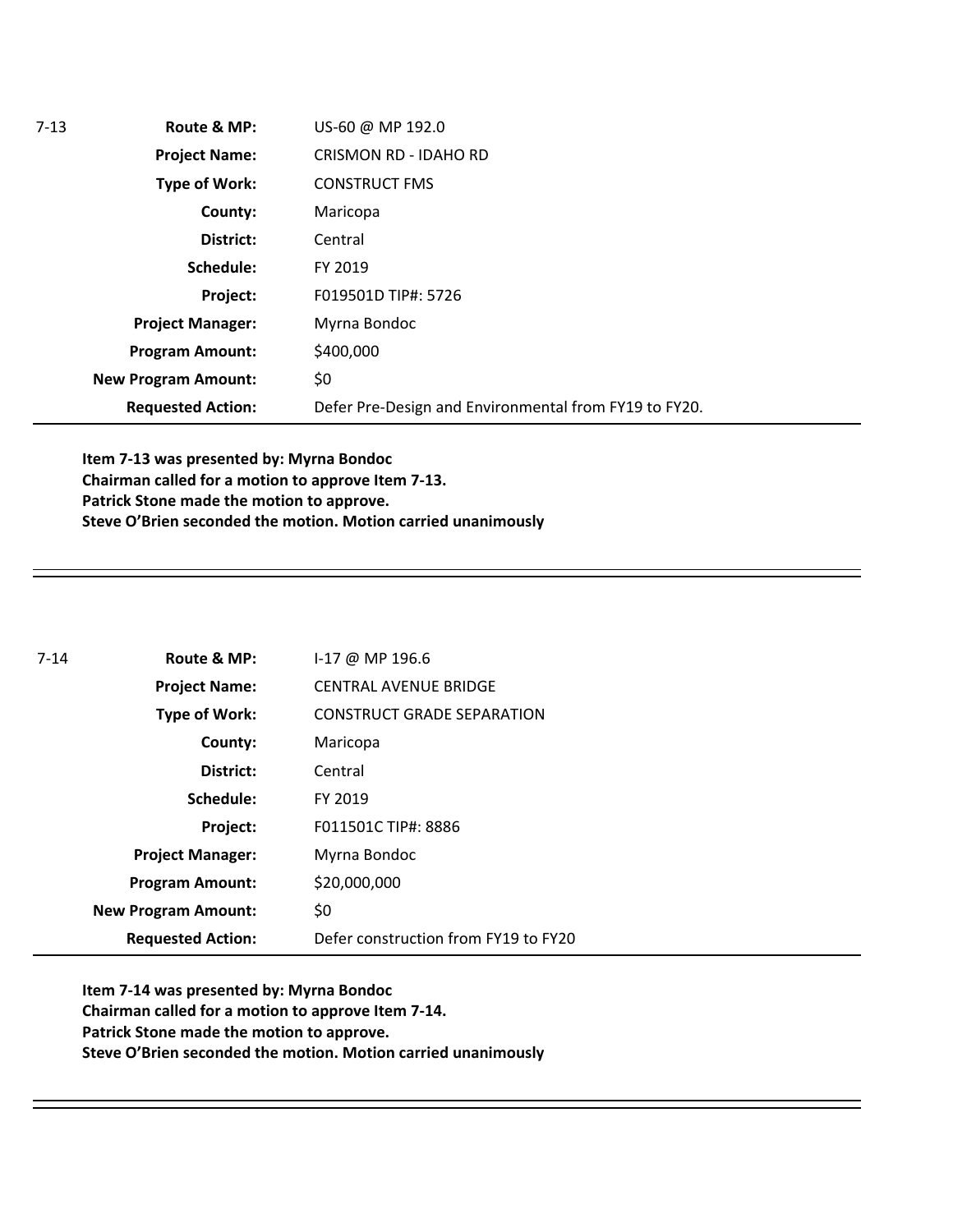| 7-13 | | |
|---|---|---|
| | **Route & MP:** | US-60 @ MP 192.0 |
| | **Project Name:** | CRISMON RD - IDAHO RD |
| | **Type of Work:** | CONSTRUCT FMS |
| | **County:** | Maricopa |
| | **District:** | Central |
| | **Schedule:** | FY 2019 |
| | **Project:** | F019501D TIP#: 5726 |
| | **Project Manager:** | Myrna Bondoc |
| | **Program Amount:** | $400,000 |
| | **New Program Amount:** | $0 |
| | **Requested Action:** | Defer Pre-Design and Environmental from FY19 to FY20. |

**Item 7-13 was presented by: Myrna Bondoc**
**Chairman called for a motion to approve Item 7-13.**
**Patrick Stone made the motion to approve.**
**Steve O'Brien seconded the motion. Motion carried unanimously**

---

| 7-14 | | |
|---|---|---|
| | **Route & MP:** | I-17 @ MP 196.6 |
| | **Project Name:** | CENTRAL AVENUE BRIDGE |
| | **Type of Work:** | CONSTRUCT GRADE SEPARATION |
| | **County:** | Maricopa |
| | **District:** | Central |
| | **Schedule:** | FY 2019 |
| | **Project:** | F011501C TIP#: 8886 |
| | **Project Manager:** | Myrna Bondoc |
| | **Program Amount:** | $20,000,000 |
| | **New Program Amount:** | $0 |
| | **Requested Action:** | Defer construction from FY19 to FY20 |

**Item 7-14 was presented by: Myrna Bondoc**
**Chairman called for a motion to approve Item 7-14.**
**Patrick Stone made the motion to approve.**
**Steve O'Brien seconded the motion. Motion carried unanimously**

---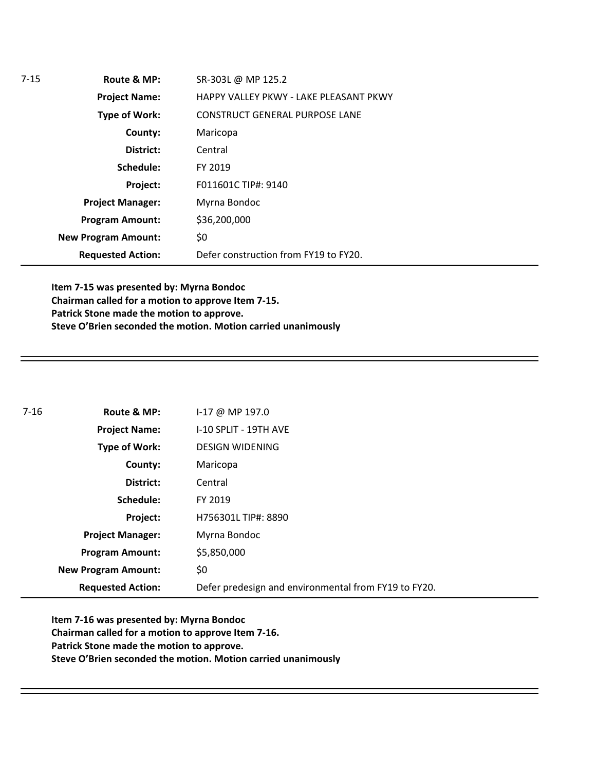| 7-15 | | |
|---|---|---|
| | **Route & MP:** | SR-303L @ MP 125.2 |
| | **Project Name:** | HAPPY VALLEY PKWY - LAKE PLEASANT PKWY |
| | **Type of Work:** | CONSTRUCT GENERAL PURPOSE LANE |
| | **County:** | Maricopa |
| | **District:** | Central |
| | **Schedule:** | FY 2019 |
| | **Project:** | F011601C TIP#: 9140 |
| | **Project Manager:** | Myrna Bondoc |
| | **Program Amount:** | $36,200,000 |
| | **New Program Amount:** | $0 |
| | **Requested Action:** | Defer construction from FY19 to FY20. |

**Item 7-15 was presented by: Myrna Bondoc**
**Chairman called for a motion to approve Item 7-15.**
**Patrick Stone made the motion to approve.**
**Steve O'Brien seconded the motion. Motion carried unanimously**

---

| 7-16 | | |
|---|---|---|
| | **Route & MP:** | I-17 @ MP 197.0 |
| | **Project Name:** | I-10 SPLIT - 19TH AVE |
| | **Type of Work:** | DESIGN WIDENING |
| | **County:** | Maricopa |
| | **District:** | Central |
| | **Schedule:** | FY 2019 |
| | **Project:** | H756301L TIP#: 8890 |
| | **Project Manager:** | Myrna Bondoc |
| | **Program Amount:** | $5,850,000 |
| | **New Program Amount:** | $0 |
| | **Requested Action:** | Defer predesign and environmental from FY19 to FY20. |

**Item 7-16 was presented by: Myrna Bondoc**
**Chairman called for a motion to approve Item 7-16.**
**Patrick Stone made the motion to approve.**
**Steve O'Brien seconded the motion. Motion carried unanimously**

---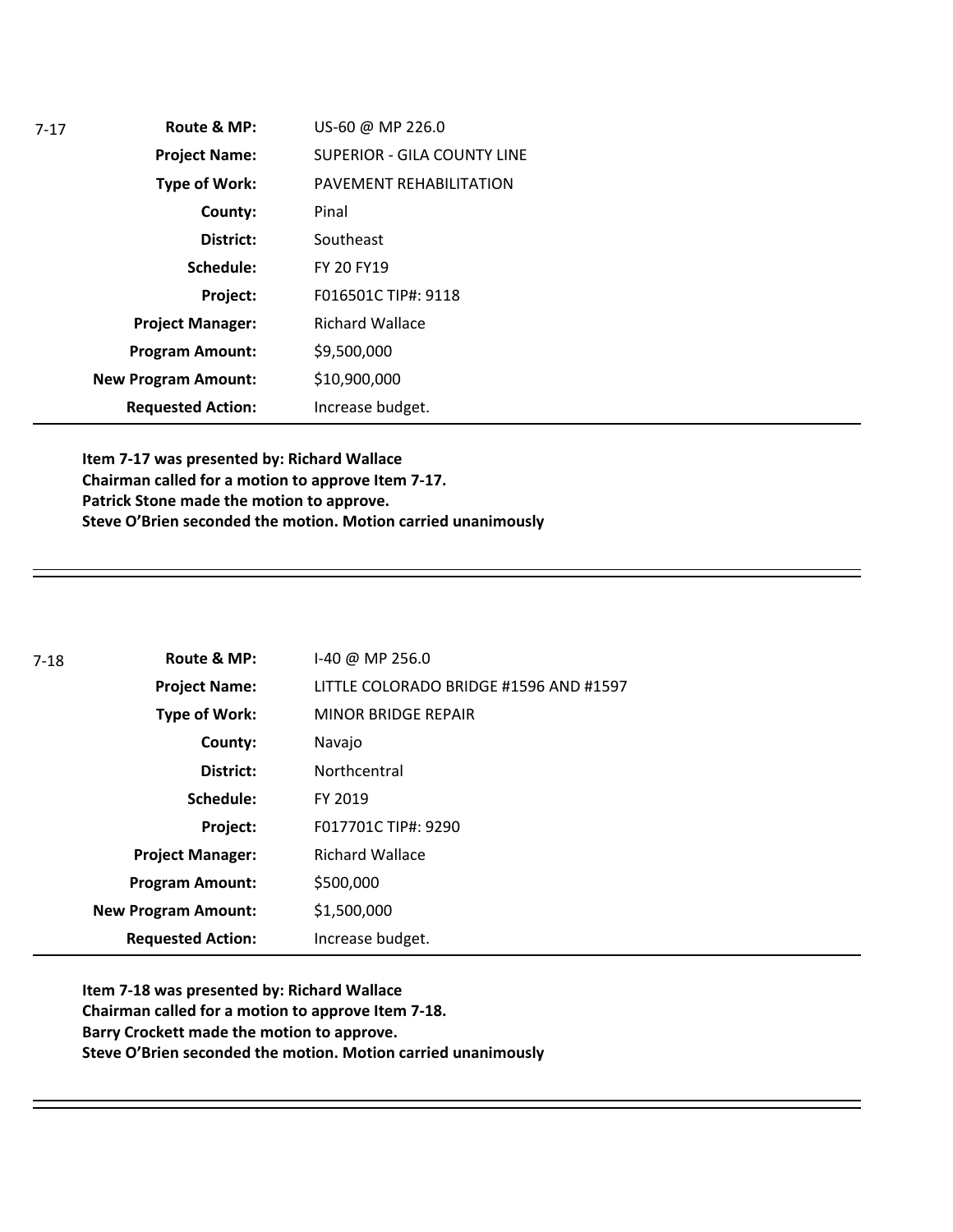7-17

| | |
|---|---|
| **Route & MP:** | US-60 @ MP 226.0 |
| **Project Name:** | SUPERIOR - GILA COUNTY LINE |
| **Type of Work:** | PAVEMENT REHABILITATION |
| **County:** | Pinal |
| **District:** | Southeast |
| **Schedule:** | FY 20 FY19 |
| **Project:** | F016501C TIP#: 9118 |
| **Project Manager:** | Richard Wallace |
| **Program Amount:** | $9,500,000 |
| **New Program Amount:** | $10,900,000 |
| **Requested Action:** | Increase budget. |

**Item 7-17 was presented by: Richard Wallace**
**Chairman called for a motion to approve Item 7-17.**
**Patrick Stone made the motion to approve.**
**Steve O'Brien seconded the motion. Motion carried unanimously**

---

7-18

| | |
|---|---|
| **Route & MP:** | I-40 @ MP 256.0 |
| **Project Name:** | LITTLE COLORADO BRIDGE #1596 AND #1597 |
| **Type of Work:** | MINOR BRIDGE REPAIR |
| **County:** | Navajo |
| **District:** | Northcentral |
| **Schedule:** | FY 2019 |
| **Project:** | F017701C TIP#: 9290 |
| **Project Manager:** | Richard Wallace |
| **Program Amount:** | $500,000 |
| **New Program Amount:** | $1,500,000 |
| **Requested Action:** | Increase budget. |

**Item 7-18 was presented by: Richard Wallace**
**Chairman called for a motion to approve Item 7-18.**
**Barry Crockett made the motion to approve.**
**Steve O'Brien seconded the motion. Motion carried unanimously**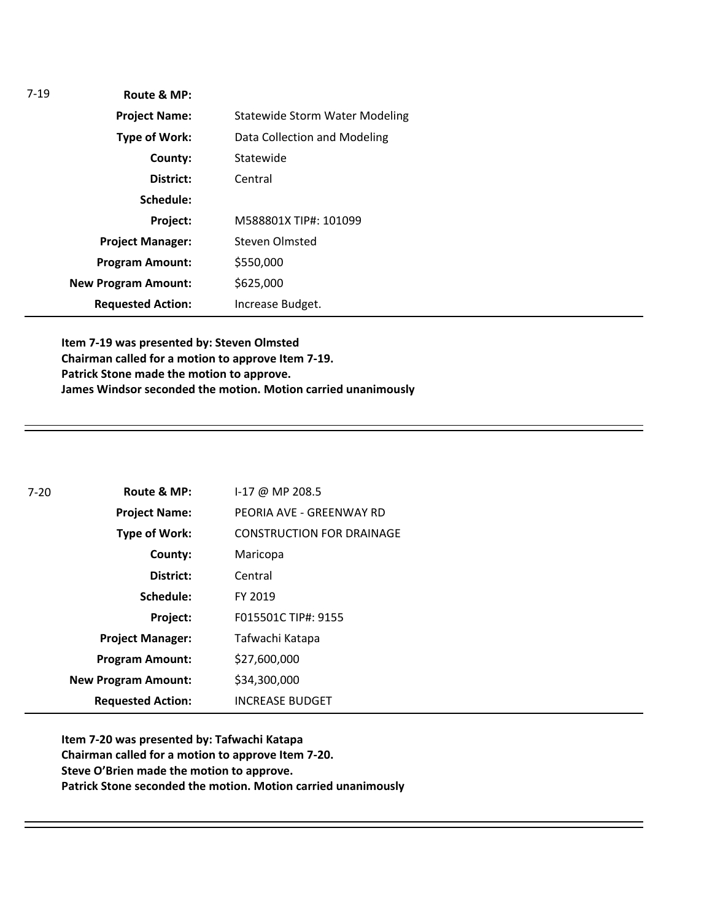| 7-19 | | |
|---|---|---|
| | **Route & MP:** | |
| | **Project Name:** | Statewide Storm Water Modeling |
| | **Type of Work:** | Data Collection and Modeling |
| | **County:** | Statewide |
| | **District:** | Central |
| | **Schedule:** | |
| | **Project:** | M588801X TIP#: 101099 |
| | **Project Manager:** | Steven Olmsted |
| | **Program Amount:** | $550,000 |
| | **New Program Amount:** | $625,000 |
| | **Requested Action:** | Increase Budget. |

**Item 7-19 was presented by: Steven Olmsted**
**Chairman called for a motion to approve Item 7-19.**
**Patrick Stone made the motion to approve.**
**James Windsor seconded the motion. Motion carried unanimously**

---

| 7-20 | | |
|---|---|---|
| | **Route & MP:** | I-17 @ MP 208.5 |
| | **Project Name:** | PEORIA AVE - GREENWAY RD |
| | **Type of Work:** | CONSTRUCTION FOR DRAINAGE |
| | **County:** | Maricopa |
| | **District:** | Central |
| | **Schedule:** | FY 2019 |
| | **Project:** | F015501C TIP#: 9155 |
| | **Project Manager:** | Tafwachi Katapa |
| | **Program Amount:** | $27,600,000 |
| | **New Program Amount:** | $34,300,000 |
| | **Requested Action:** | INCREASE BUDGET |

**Item 7-20 was presented by: Tafwachi Katapa**
**Chairman called for a motion to approve Item 7-20.**
**Steve O'Brien made the motion to approve.**
**Patrick Stone seconded the motion. Motion carried unanimously**

---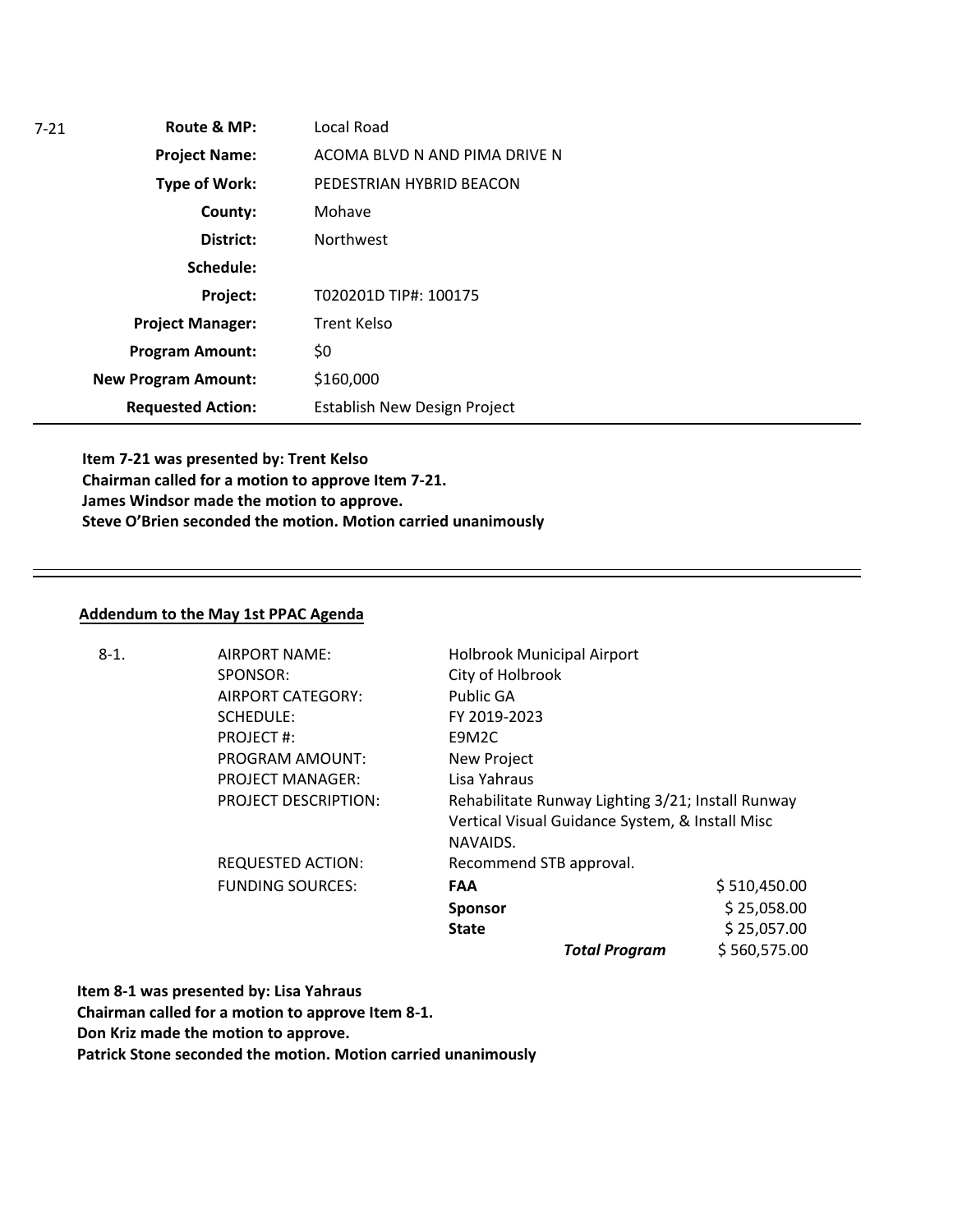7-21

| | |
|---|---|
| **Route & MP:** | Local Road |
| **Project Name:** | ACOMA BLVD N AND PIMA DRIVE N |
| **Type of Work:** | PEDESTRIAN HYBRID BEACON |
| **County:** | Mohave |
| **District:** | Northwest |
| **Schedule:** | |
| **Project:** | T020201D TIP#: 100175 |
| **Project Manager:** | Trent Kelso |
| **Program Amount:** | $0 |
| **New Program Amount:** | $160,000 |
| **Requested Action:** | Establish New Design Project |

**Item 7-21 was presented by: Trent Kelso**
**Chairman called for a motion to approve Item 7-21.**
**James Windsor made the motion to approve.**
**Steve O'Brien seconded the motion. Motion carried unanimously**

---

**Addendum to the May 1st PPAC Agenda**

8-1.

| | | |
|---|---|---|
| AIRPORT NAME: | Holbrook Municipal Airport | |
| SPONSOR: | City of Holbrook | |
| AIRPORT CATEGORY: | Public GA | |
| SCHEDULE: | FY 2019-2023 | |
| PROJECT #: | E9M2C | |
| PROGRAM AMOUNT: | New Project | |
| PROJECT MANAGER: | Lisa Yahraus | |
| PROJECT DESCRIPTION: | Rehabilitate Runway Lighting 3/21; Install Runway Vertical Visual Guidance System, & Install Misc NAVAIDS. | |
| REQUESTED ACTION: | Recommend STB approval. | |
| FUNDING SOURCES: | **FAA** | $ 510,450.00 |
| | **Sponsor** | $ 25,058.00 |
| | **State** | $ 25,057.00 |
| | ***Total Program*** | $ 560,575.00 |

**Item 8-1 was presented by: Lisa Yahraus**
**Chairman called for a motion to approve Item 8-1.**
**Don Kriz made the motion to approve.**
**Patrick Stone seconded the motion. Motion carried unanimously**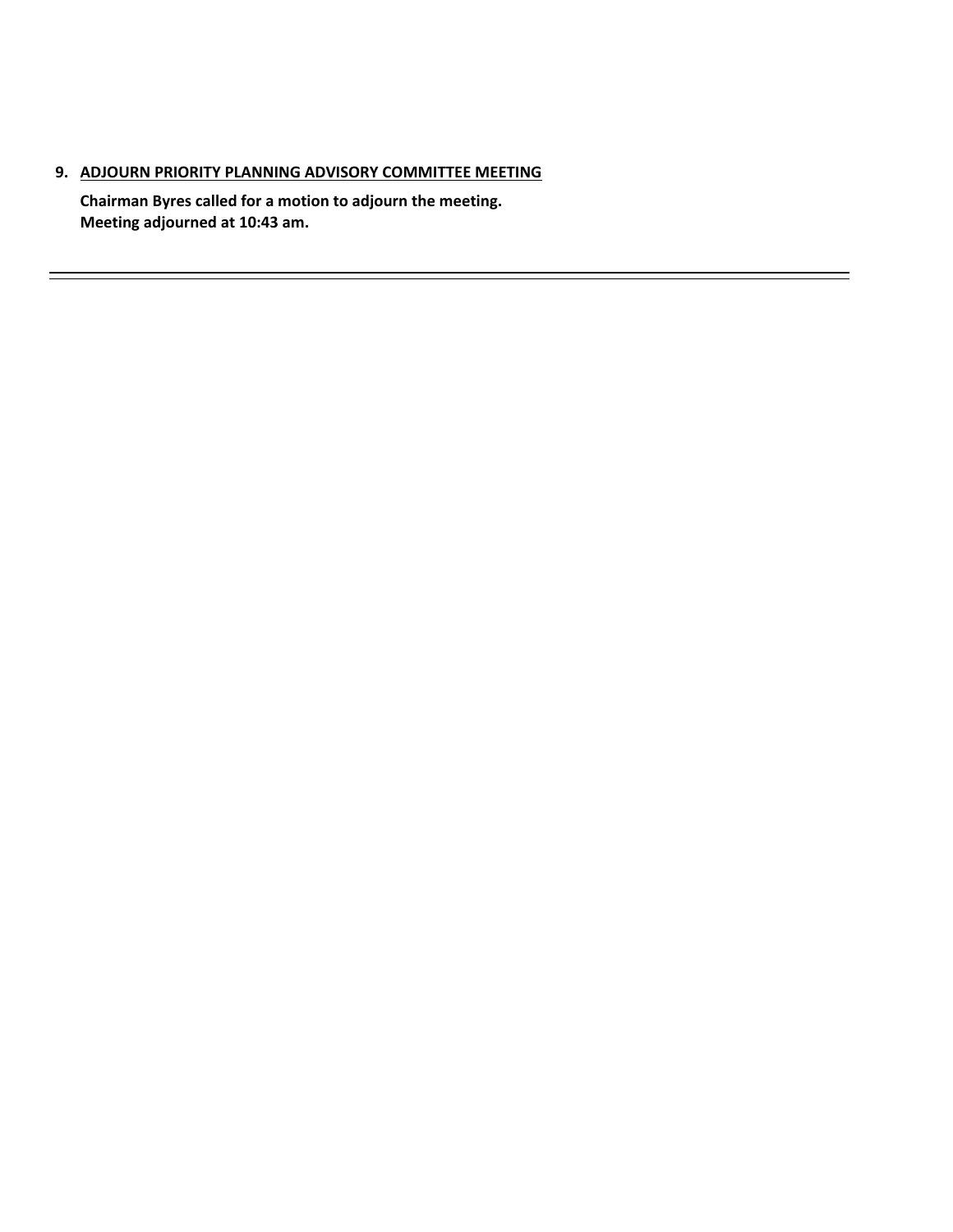**9. <u>ADJOURN PRIORITY PLANNING ADVISORY COMMITTEE MEETING</u>**

**Chairman Byres called for a motion to adjourn the meeting.**
**Meeting adjourned at 10:43 am.**

---